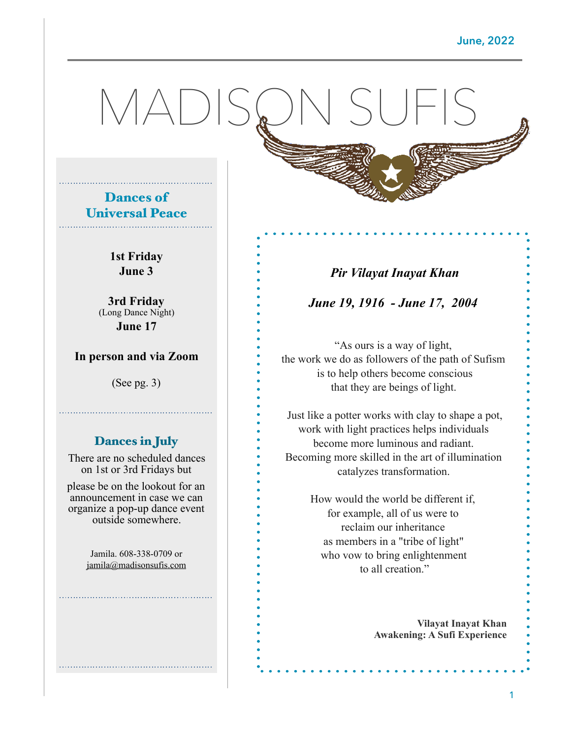June, 2022

# MADISON SUFIS

## Dances of Universal Peace

**1st Friday**
**June 3**

**3rd Friday**
(Long Dance Night)
**June 17**

**In person and via Zoom**

(See pg. 3)

## Dances in July

There are no scheduled dances on 1st or 3rd Fridays but

please be on the lookout for an announcement in case we can organize a pop-up dance event outside somewhere.

Jamila. 608-338-0709 or
jamila@madisonsufis.com

***Pir Vilayat Inayat Khan***

***June 19, 1916 - June 17, 2004***

"As ours is a way of light,
the work we do as followers of the path of Sufism
is to help others become conscious
that they are beings of light.

Just like a potter works with clay to shape a pot,
work with light practices helps individuals
become more luminous and radiant.
Becoming more skilled in the art of illumination
catalyzes transformation.

How would the world be different if,
for example, all of us were to
reclaim our inheritance
as members in a "tribe of light"
who vow to bring enlightenment
to all creation."

**Vilayat Inayat Khan**
**Awakening: A Sufi Experience**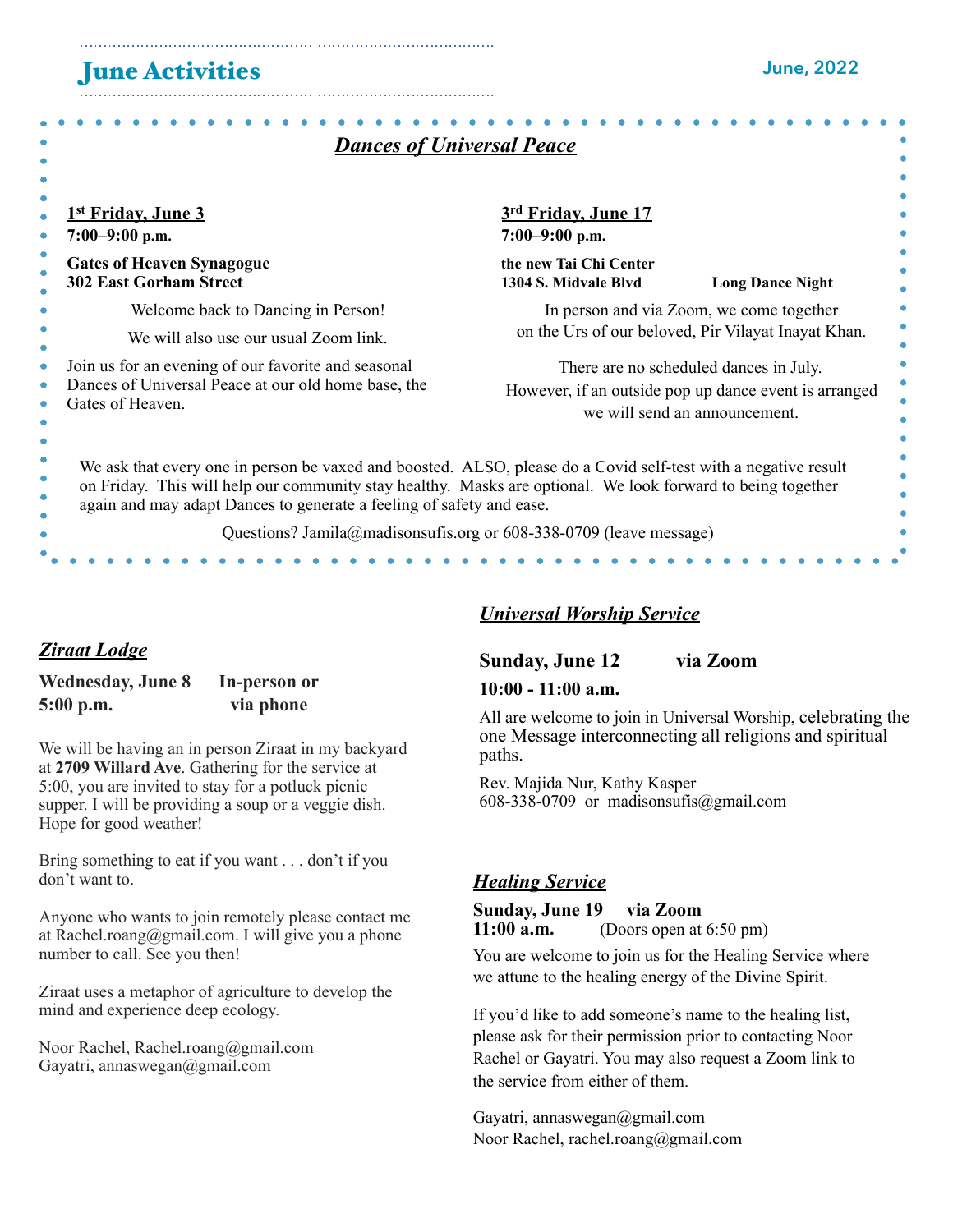# June Activities

June, 2022

## *Dances of Universal Peace*

**1st Friday, June 3**
**7:00–9:00 p.m.**

**Gates of Heaven Synagogue**
**302 East Gorham Street**

Welcome back to Dancing in Person!

We will also use our usual Zoom link.

Join us for an evening of our favorite and seasonal Dances of Universal Peace at our old home base, the Gates of Heaven.

**3rd Friday, June 17**
**7:00–9:00 p.m.**

**the new Tai Chi Center**
**1304 S. Midvale Blvd** **Long Dance Night**

In person and via Zoom, we come together on the Urs of our beloved, Pir Vilayat Inayat Khan.

There are no scheduled dances in July. However, if an outside pop up dance event is arranged we will send an announcement.

We ask that every one in person be vaxed and boosted. ALSO, please do a Covid self-test with a negative result on Friday. This will help our community stay healthy. Masks are optional. We look forward to being together again and may adapt Dances to generate a feeling of safety and ease.

Questions? Jamila@madisonsufis.org or 608-338-0709 (leave message)

## *Ziraat Lodge*

**Wednesday, June 8** **In-person or**
**5:00 p.m.** **via phone**

We will be having an in person Ziraat in my backyard at **2709 Willard Ave**. Gathering for the service at 5:00, you are invited to stay for a potluck picnic supper. I will be providing a soup or a veggie dish. Hope for good weather!

Bring something to eat if you want . . . don't if you don't want to.

Anyone who wants to join remotely please contact me at Rachel.roang@gmail.com. I will give you a phone number to call. See you then!

Ziraat uses a metaphor of agriculture to develop the mind and experience deep ecology.

Noor Rachel, Rachel.roang@gmail.com
Gayatri, annaswegan@gmail.com

## *Universal Worship Service*

**Sunday, June 12** **via Zoom**

**10:00 - 11:00 a.m.**

All are welcome to join in Universal Worship, celebrating the one Message interconnecting all religions and spiritual paths.

Rev. Majida Nur, Kathy Kasper
608-338-0709 or madisonsufis@gmail.com

## *Healing Service*

**Sunday, June 19** **via Zoom**
**11:00 a.m.** (Doors open at 6:50 pm)

You are welcome to join us for the Healing Service where we attune to the healing energy of the Divine Spirit.

If you'd like to add someone's name to the healing list, please ask for their permission prior to contacting Noor Rachel or Gayatri. You may also request a Zoom link to the service from either of them.

Gayatri, annaswegan@gmail.com
Noor Rachel, rachel.roang@gmail.com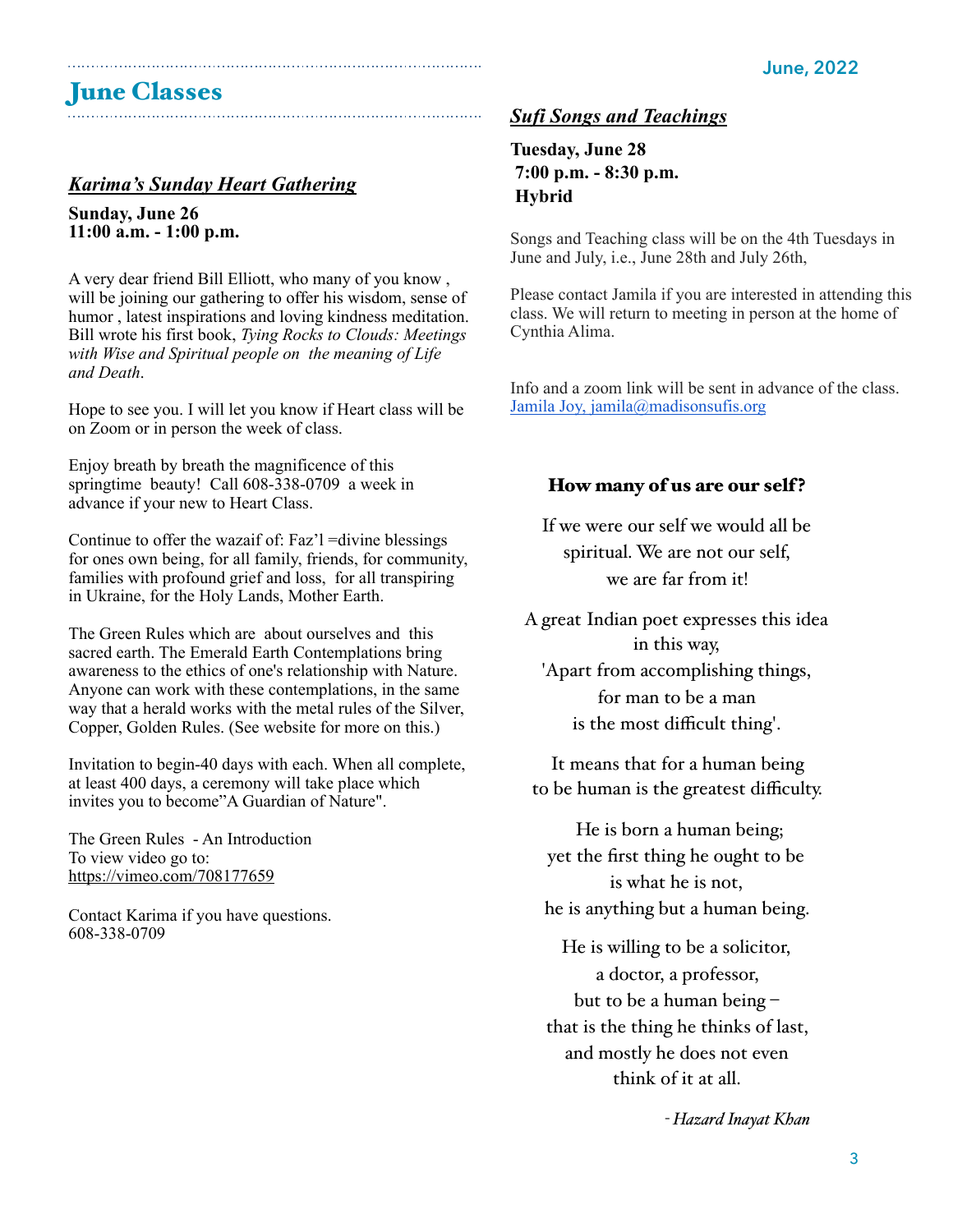# June Classes

### *Karima's Sunday Heart Gathering*

**Sunday, June 26**
**11:00 a.m. - 1:00 p.m.**

A very dear friend Bill Elliott, who many of you know , will be joining our gathering to offer his wisdom, sense of humor , latest inspirations and loving kindness meditation. Bill wrote his first book, *Tying Rocks to Clouds: Meetings with Wise and Spiritual people on the meaning of Life and Death*.

Hope to see you. I will let you know if Heart class will be on Zoom or in person the week of class.

Enjoy breath by breath the magnificence of this springtime beauty! Call 608-338-0709 a week in advance if your new to Heart Class.

Continue to offer the wazaif of: Faz'l =divine blessings for ones own being, for all family, friends, for community, families with profound grief and loss, for all transpiring in Ukraine, for the Holy Lands, Mother Earth.

The Green Rules which are about ourselves and this sacred earth. The Emerald Earth Contemplations bring awareness to the ethics of one's relationship with Nature. Anyone can work with these contemplations, in the same way that a herald works with the metal rules of the Silver, Copper, Golden Rules. (See website for more on this.)

Invitation to begin-40 days with each. When all complete, at least 400 days, a ceremony will take place which invites you to become"A Guardian of Nature".

The Green Rules - An Introduction
To view video go to:
https://vimeo.com/708177659

Contact Karima if you have questions.
608-338-0709

### *Sufi Songs and Teachings*

**Tuesday, June 28**
**7:00 p.m. - 8:30 p.m.**
**Hybrid**

Songs and Teaching class will be on the 4th Tuesdays in June and July, i.e., June 28th and July 26th,

Please contact Jamila if you are interested in attending this class. We will return to meeting in person at the home of Cynthia Alima.

Info and a zoom link will be sent in advance of the class.
Jamila Joy, jamila@madisonsufis.org

### How many of us are our self?

If we were our self we would all be
spiritual. We are not our self,
we are far from it!

A great Indian poet expresses this idea
in this way,
'Apart from accomplishing things,
for man to be a man
is the most difficult thing'.

It means that for a human being
to be human is the greatest difficulty.

He is born a human being;
yet the first thing he ought to be
is what he is not,
he is anything but a human being.

He is willing to be a solicitor,
a doctor, a professor,
but to be a human being –
that is the thing he thinks of last,
and mostly he does not even
think of it at all.

*- Hazard Inayat Khan*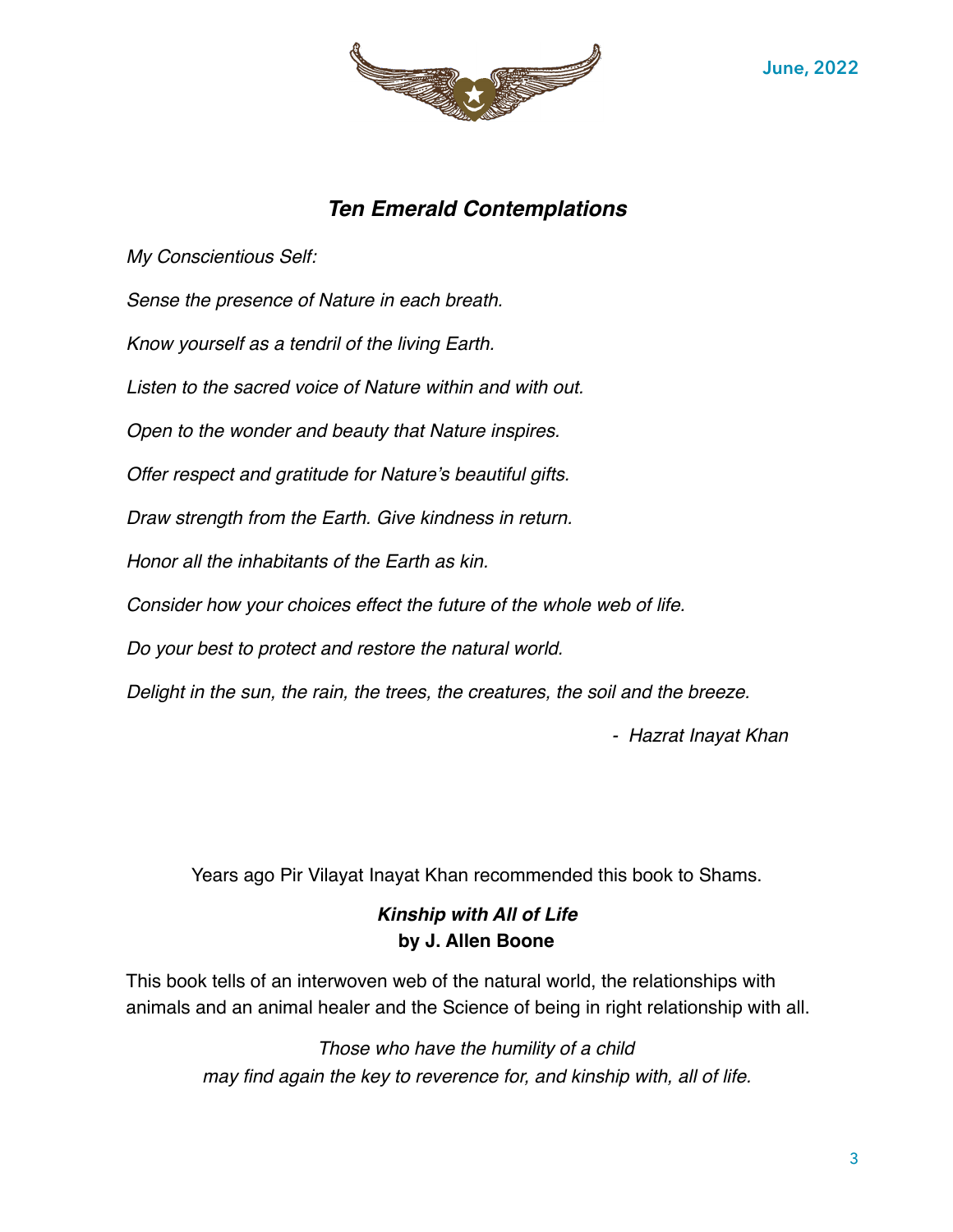June, 2022

## *Ten Emerald Contemplations*

*My Conscientious Self:*

*Sense the presence of Nature in each breath.*

*Know yourself as a tendril of the living Earth.*

*Listen to the sacred voice of Nature within and with out.*

*Open to the wonder and beauty that Nature inspires.*

*Offer respect and gratitude for Nature's beautiful gifts.*

*Draw strength from the Earth. Give kindness in return.*

*Honor all the inhabitants of the Earth as kin.*

*Consider how your choices effect the future of the whole web of life.*

*Do your best to protect and restore the natural world.*

*Delight in the sun, the rain, the trees, the creatures, the soil and the breeze.*

\- *Hazrat Inayat Khan*

Years ago Pir Vilayat Inayat Khan recommended this book to Shams.

***Kinship with All of Life***
**by J. Allen Boone**

This book tells of an interwoven web of the natural world, the relationships with animals and an animal healer and the Science of being in right relationship with all.

*Those who have the humility of a child*
*may find again the key to reverence for, and kinship with, all of life.*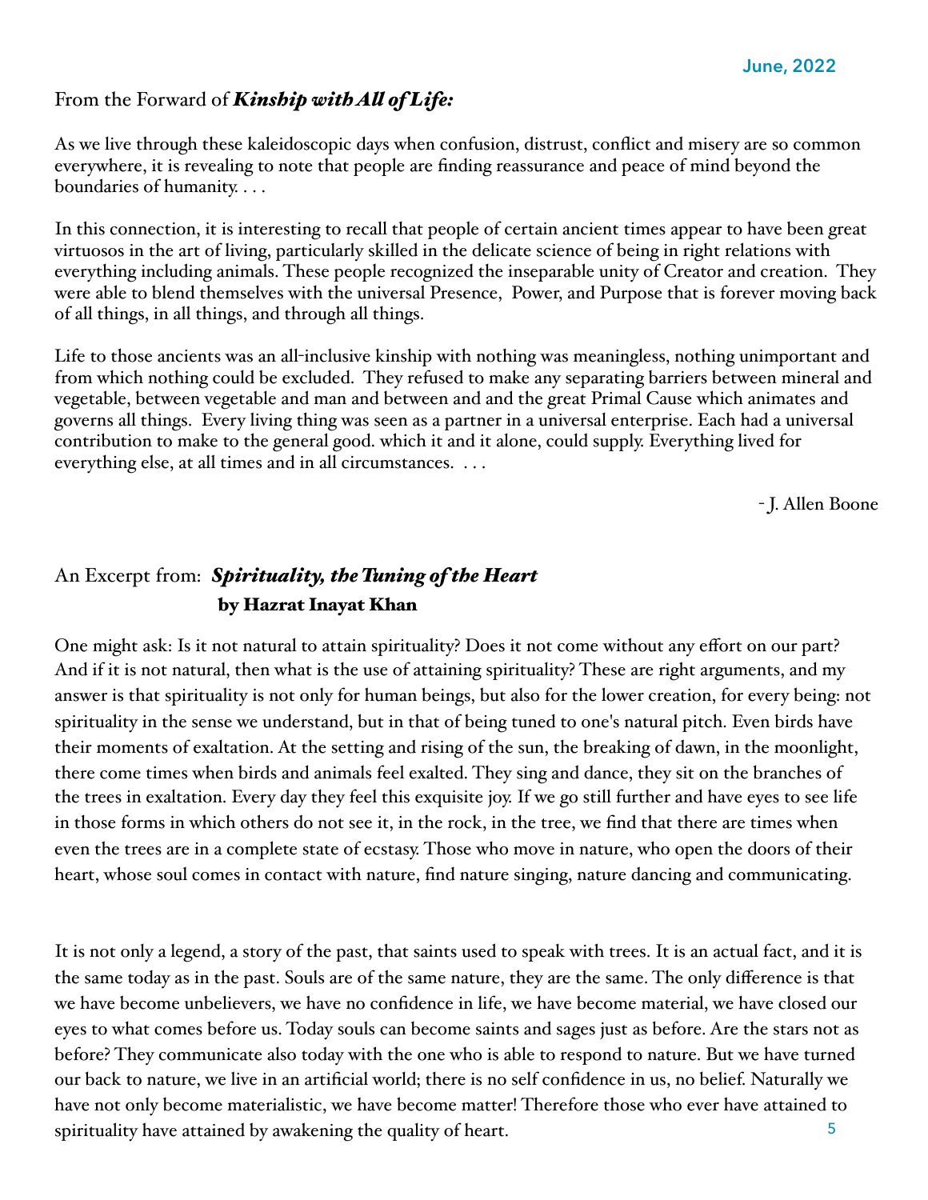From the Forward of ***Kinship with All of Life:***

As we live through these kaleidoscopic days when confusion, distrust, conflict and misery are so common everywhere, it is revealing to note that people are finding reassurance and peace of mind beyond the boundaries of humanity. . . .

In this connection, it is interesting to recall that people of certain ancient times appear to have been great virtuosos in the art of living, particularly skilled in the delicate science of being in right relations with everything including animals. These people recognized the inseparable unity of Creator and creation. They were able to blend themselves with the universal Presence, Power, and Purpose that is forever moving back of all things, in all things, and through all things.

Life to those ancients was an all-inclusive kinship with nothing was meaningless, nothing unimportant and from which nothing could be excluded. They refused to make any separating barriers between mineral and vegetable, between vegetable and man and between and and the great Primal Cause which animates and governs all things. Every living thing was seen as a partner in a universal enterprise. Each had a universal contribution to make to the general good. which it and it alone, could supply. Everything lived for everything else, at all times and in all circumstances. . . .

- J. Allen Boone

An Excerpt from: ***Spirituality, the Tuning of the Heart***
**by Hazrat Inayat Khan**

One might ask: Is it not natural to attain spirituality? Does it not come without any effort on our part? And if it is not natural, then what is the use of attaining spirituality? These are right arguments, and my answer is that spirituality is not only for human beings, but also for the lower creation, for every being: not spirituality in the sense we understand, but in that of being tuned to one's natural pitch. Even birds have their moments of exaltation. At the setting and rising of the sun, the breaking of dawn, in the moonlight, there come times when birds and animals feel exalted. They sing and dance, they sit on the branches of the trees in exaltation. Every day they feel this exquisite joy. If we go still further and have eyes to see life in those forms in which others do not see it, in the rock, in the tree, we find that there are times when even the trees are in a complete state of ecstasy. Those who move in nature, who open the doors of their heart, whose soul comes in contact with nature, find nature singing, nature dancing and communicating.

It is not only a legend, a story of the past, that saints used to speak with trees. It is an actual fact, and it is the same today as in the past. Souls are of the same nature, they are the same. The only difference is that we have become unbelievers, we have no confidence in life, we have become material, we have closed our eyes to what comes before us. Today souls can become saints and sages just as before. Are the stars not as before? They communicate also today with the one who is able to respond to nature. But we have turned our back to nature, we live in an artificial world; there is no self confidence in us, no belief. Naturally we have not only become materialistic, we have become matter! Therefore those who ever have attained to spirituality have attained by awakening the quality of heart.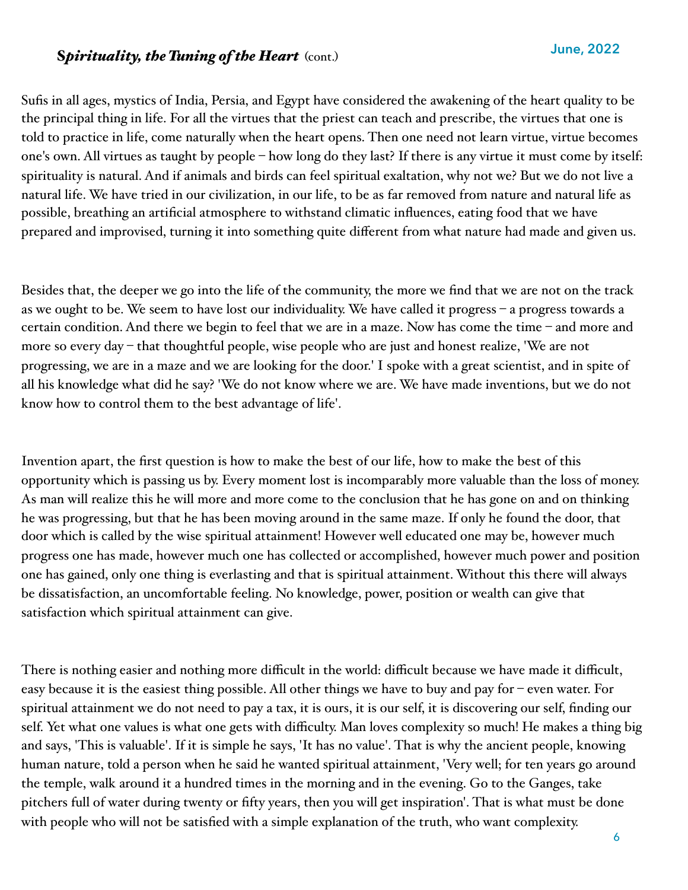***Spirituality, the Tuning of the Heart*** (cont.)

Sufis in all ages, mystics of India, Persia, and Egypt have considered the awakening of the heart quality to be the principal thing in life. For all the virtues that the priest can teach and prescribe, the virtues that one is told to practice in life, come naturally when the heart opens. Then one need not learn virtue, virtue becomes one's own. All virtues as taught by people – how long do they last? If there is any virtue it must come by itself: spirituality is natural. And if animals and birds can feel spiritual exaltation, why not we? But we do not live a natural life. We have tried in our civilization, in our life, to be as far removed from nature and natural life as possible, breathing an artificial atmosphere to withstand climatic influences, eating food that we have prepared and improvised, turning it into something quite different from what nature had made and given us.

Besides that, the deeper we go into the life of the community, the more we find that we are not on the track as we ought to be. We seem to have lost our individuality. We have called it progress – a progress towards a certain condition. And there we begin to feel that we are in a maze. Now has come the time – and more and more so every day – that thoughtful people, wise people who are just and honest realize, 'We are not progressing, we are in a maze and we are looking for the door.' I spoke with a great scientist, and in spite of all his knowledge what did he say? 'We do not know where we are. We have made inventions, but we do not know how to control them to the best advantage of life'.

Invention apart, the first question is how to make the best of our life, how to make the best of this opportunity which is passing us by. Every moment lost is incomparably more valuable than the loss of money. As man will realize this he will more and more come to the conclusion that he has gone on and on thinking he was progressing, but that he has been moving around in the same maze. If only he found the door, that door which is called by the wise spiritual attainment! However well educated one may be, however much progress one has made, however much one has collected or accomplished, however much power and position one has gained, only one thing is everlasting and that is spiritual attainment. Without this there will always be dissatisfaction, an uncomfortable feeling. No knowledge, power, position or wealth can give that satisfaction which spiritual attainment can give.

There is nothing easier and nothing more difficult in the world: difficult because we have made it difficult, easy because it is the easiest thing possible. All other things we have to buy and pay for – even water. For spiritual attainment we do not need to pay a tax, it is ours, it is our self, it is discovering our self, finding our self. Yet what one values is what one gets with difficulty. Man loves complexity so much! He makes a thing big and says, 'This is valuable'. If it is simple he says, 'It has no value'. That is why the ancient people, knowing human nature, told a person when he said he wanted spiritual attainment, 'Very well; for ten years go around the temple, walk around it a hundred times in the morning and in the evening. Go to the Ganges, take pitchers full of water during twenty or fifty years, then you will get inspiration'. That is what must be done with people who will not be satisfied with a simple explanation of the truth, who want complexity.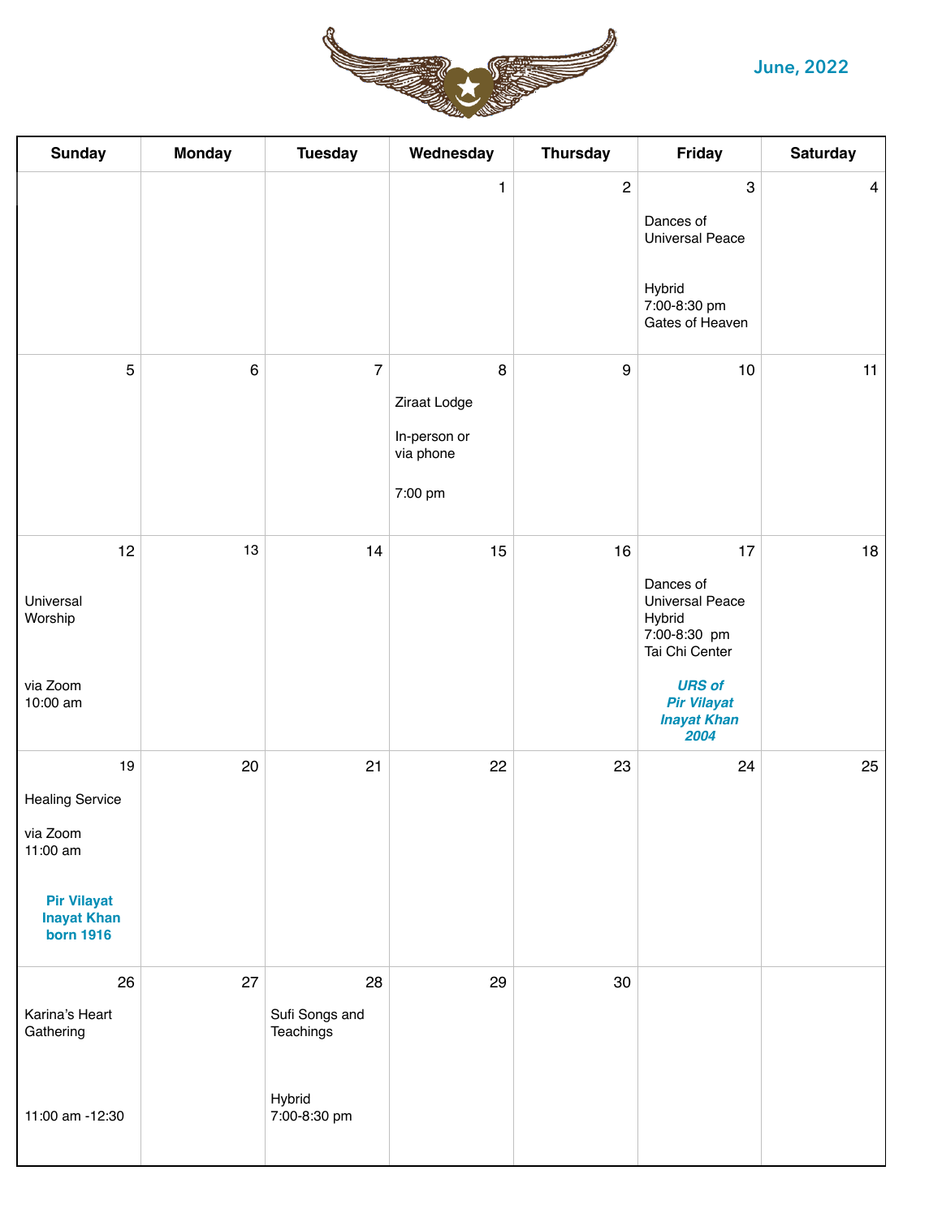# June, 2022

| Sunday | Monday | Tuesday | Wednesday | Thursday | Friday | Saturday |
|---|---|---|---|---|---|---|
| | | | 1 | 2 | 3<br>Dances of Universal Peace<br><br>Hybrid<br>7:00-8:30 pm<br>Gates of Heaven | 4 |
| 5 | 6 | 7 | 8<br>Ziraat Lodge<br><br>In-person or via phone<br><br>7:00 pm | 9 | 10 | 11 |
| 12<br>Universal Worship<br><br>via Zoom<br>10:00 am | 13 | 14 | 15 | 16 | 17<br>Dances of Universal Peace<br>Hybrid<br>7:00-8:30 pm<br>Tai Chi Center<br><br>***URS of Pir Vilayat Inayat Khan 2004*** | 18 |
| 19<br>Healing Service<br><br>via Zoom<br>11:00 am<br><br>**Pir Vilayat Inayat Khan born 1916** | 20 | 21 | 22 | 23 | 24 | 25 |
| 26<br>Karina's Heart Gathering<br><br>11:00 am -12:30 | 27 | 28<br>Sufi Songs and Teachings<br><br>Hybrid<br>7:00-8:30 pm | 29 | 30 | | |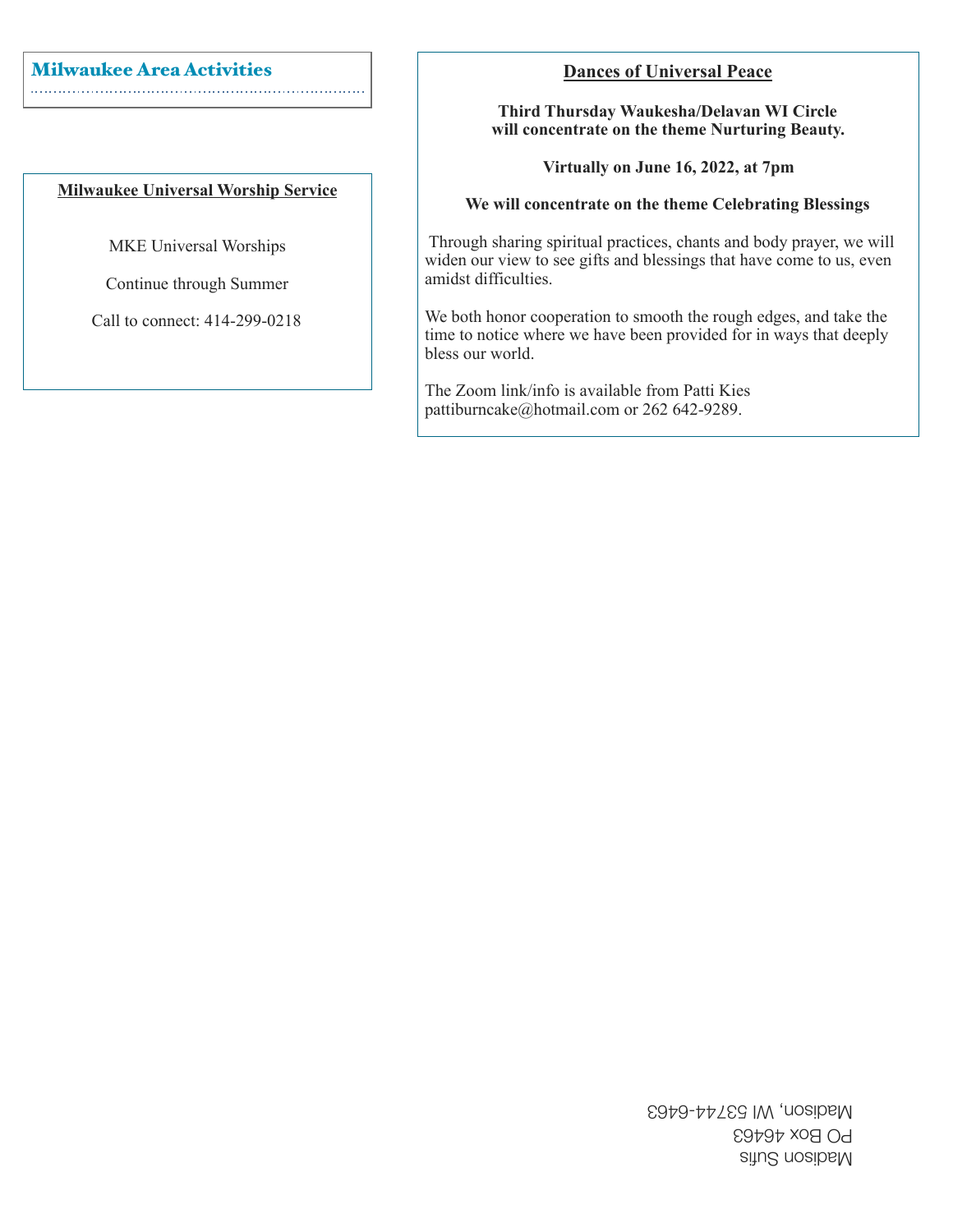## Milwaukee Area Activities

**Milwaukee Universal Worship Service**

MKE Universal Worships

Continue through Summer

Call to connect: 414-299-0218

**Dances of Universal Peace**

**Third Thursday Waukesha/Delavan WI Circle will concentrate on the theme Nurturing Beauty.**

**Virtually on June 16, 2022, at 7pm**

**We will concentrate on the theme Celebrating Blessings**

Through sharing spiritual practices, chants and body prayer, we will widen our view to see gifts and blessings that have come to us, even amidst difficulties.

We both honor cooperation to smooth the rough edges, and take the time to notice where we have been provided for in ways that deeply bless our world.

The Zoom link/info is available from Patti Kies pattiburncake@hotmail.com or 262 642-9289.

Madison Sufis
PO Box 46463
Madison, WI 53744-6463